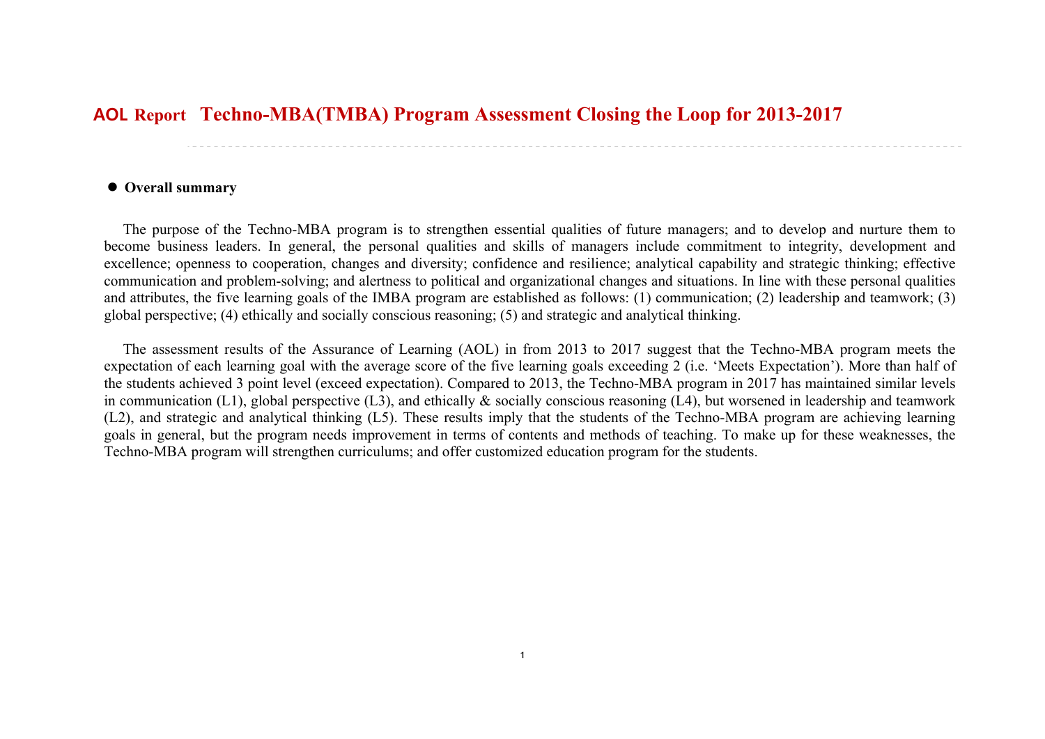# AOL Report Techno-MBA(TMBA) Program Assessment Closing the Loop for 2013-2017

- **Overall summary**

The purpose of the Techno-MBA program is to strengthen essential qualities of future managers; and to develop and nurture them to become business leaders. In general, the personal qualities and skills of managers include commitment to integrity, development and excellence; openness to cooperation, changes and diversity; confidence and resilience; analytical capability and strategic thinking; effective communication and problem-solving; and alertness to political and organizational changes and situations. In line with these personal qualities and attributes, the five learning goals of the IMBA program are established as follows: (1) communication; (2) leadership and teamwork; (3) global perspective; (4) ethically and socially conscious reasoning; (5) and strategic and analytical thinking.

The assessment results of the Assurance of Learning (AOL) in from 2013 to 2017 suggest that the Techno-MBA program meets the expectation of each learning goal with the average score of the five learning goals exceeding 2 (i.e. 'Meets Expectation'). More than half of the students achieved 3 point level (exceed expectation). Compared to 2013, the Techno-MBA program in 2017 has maintained similar levels in communication (L1), global perspective (L3), and ethically & socially conscious reasoning (L4), but worsened in leadership and teamwork (L2), and strategic and analytical thinking (L5). These results imply that the students of the Techno-MBA program are achieving learning goals in general, but the program needs improvement in terms of contents and methods of teaching. To make up for these weaknesses, the Techno-MBA program will strengthen curriculums; and offer customized education program for the students.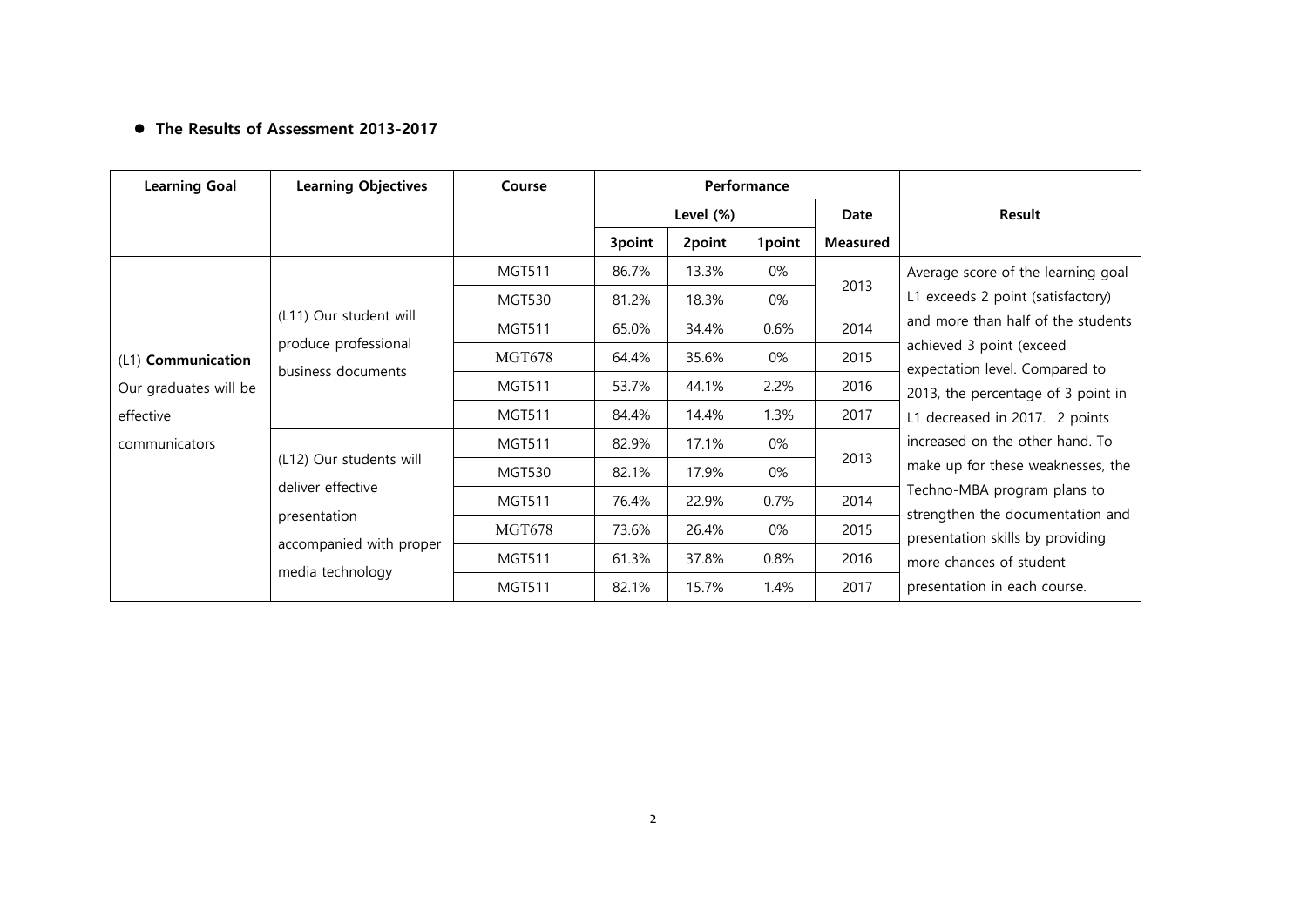- **The Results of Assessment 2013-2017**

| Learning Goal | Learning Objectives | Course | Performance | | | | Result |
|---|---|---|---|---|---|---|---|
| | | | Level (%) | | | Date | |
| | | | 3point | 2point | 1point | Measured | |
| (L1) **Communication** Our graduates will be effective communicators | (L11) Our student will produce professional business documents | MGT511 | 86.7% | 13.3% | 0% | 2013 | Average score of the learning goal L1 exceeds 2 point (satisfactory) and more than half of the students achieved 3 point (exceed expectation level. Compared to 2013, the percentage of 3 point in L1 decreased in 2017. 2 points increased on the other hand. To make up for these weaknesses, the Techno-MBA program plans to strengthen the documentation and presentation skills by providing more chances of student presentation in each course. |
| | | MGT530 | 81.2% | 18.3% | 0% | | |
| | | MGT511 | 65.0% | 34.4% | 0.6% | 2014 | |
| | | MGT678 | 64.4% | 35.6% | 0% | 2015 | |
| | | MGT511 | 53.7% | 44.1% | 2.2% | 2016 | |
| | | MGT511 | 84.4% | 14.4% | 1.3% | 2017 | |
| | (L12) Our students will deliver effective presentation accompanied with proper media technology | MGT511 | 82.9% | 17.1% | 0% | 2013 | |
| | | MGT530 | 82.1% | 17.9% | 0% | | |
| | | MGT511 | 76.4% | 22.9% | 0.7% | 2014 | |
| | | MGT678 | 73.6% | 26.4% | 0% | 2015 | |
| | | MGT511 | 61.3% | 37.8% | 0.8% | 2016 | |
| | | MGT511 | 82.1% | 15.7% | 1.4% | 2017 | |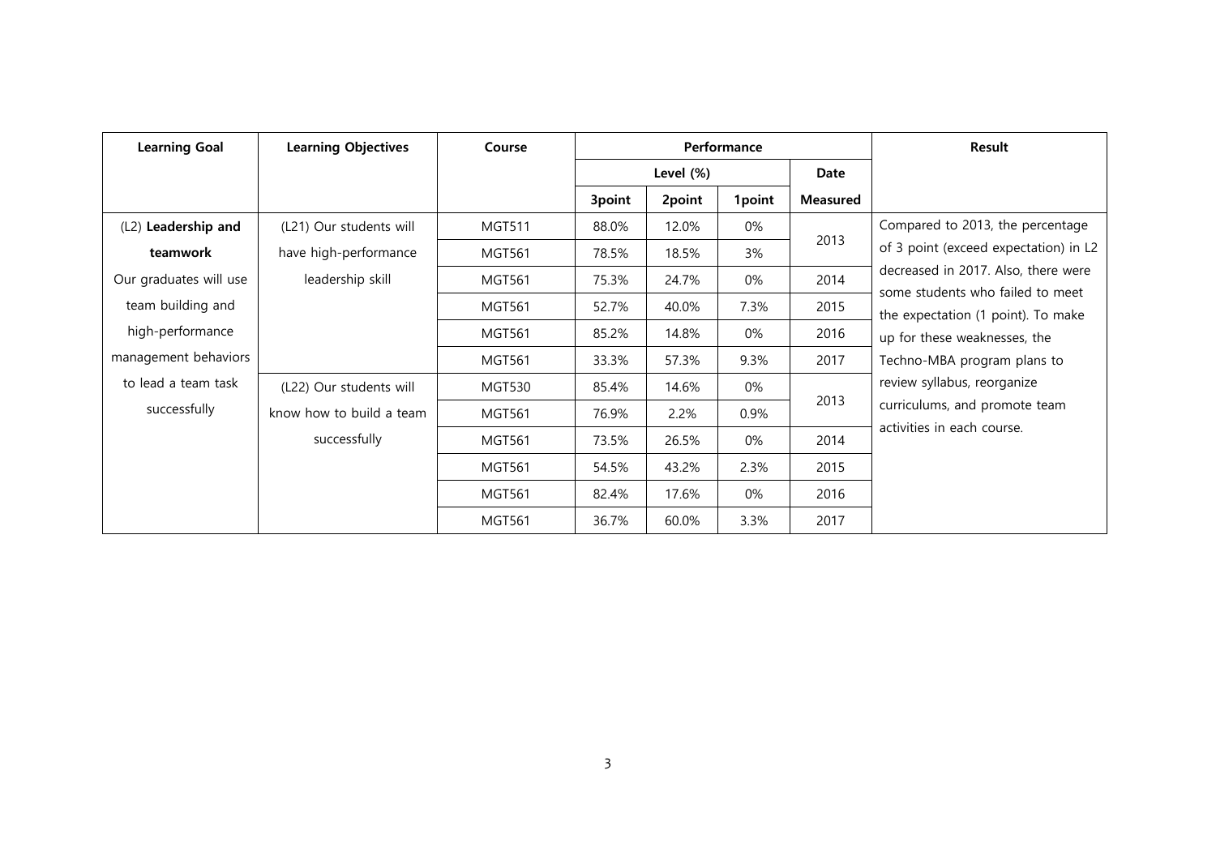| Learning Goal | Learning Objectives | Course | Performance | | | | Result |
|---|---|---|---|---|---|---|---|
| | | | Level (%) | | | Date | |
| | | | 3point | 2point | 1point | Measured | |
| (L2) **Leadership and teamwork** Our graduates will use team building and high-performance management behaviors to lead a team task successfully | (L21) Our students will have high-performance leadership skill | MGT511 | 88.0% | 12.0% | 0% | 2013 | Compared to 2013, the percentage of 3 point (exceed expectation) in L2 decreased in 2017. Also, there were some students who failed to meet the expectation (1 point). To make up for these weaknesses, the Techno-MBA program plans to review syllabus, reorganize curriculums, and promote team activities in each course. |
| | | MGT561 | 78.5% | 18.5% | 3% | | |
| | | MGT561 | 75.3% | 24.7% | 0% | 2014 | |
| | | MGT561 | 52.7% | 40.0% | 7.3% | 2015 | |
| | | MGT561 | 85.2% | 14.8% | 0% | 2016 | |
| | | MGT561 | 33.3% | 57.3% | 9.3% | 2017 | |
| | (L22) Our students will know how to build a team successfully | MGT530 | 85.4% | 14.6% | 0% | 2013 | |
| | | MGT561 | 76.9% | 2.2% | 0.9% | | |
| | | MGT561 | 73.5% | 26.5% | 0% | 2014 | |
| | | MGT561 | 54.5% | 43.2% | 2.3% | 2015 | |
| | | MGT561 | 82.4% | 17.6% | 0% | 2016 | |
| | | MGT561 | 36.7% | 60.0% | 3.3% | 2017 | |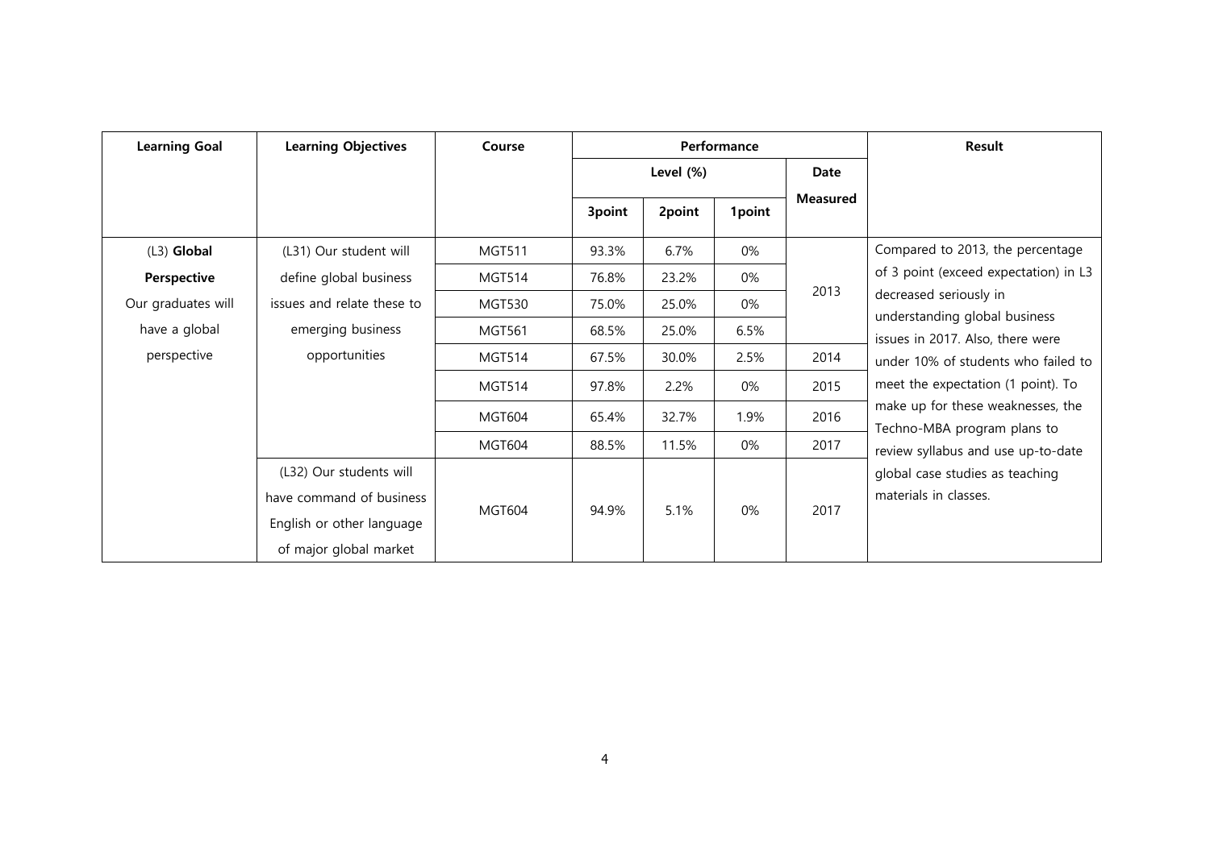| Learning Goal | Learning Objectives | Course | Performance | | | | Result |
|---|---|---|---|---|---|---|---|
| | | | Level (%) | | | Date Measured | |
| | | | 3point | 2point | 1point | | |
| (L3) **Global Perspective** Our graduates will have a global perspective | (L31) Our student will define global business issues and relate these to emerging business opportunities | MGT511 | 93.3% | 6.7% | 0% | 2013 | Compared to 2013, the percentage of 3 point (exceed expectation) in L3 decreased seriously in understanding global business issues in 2017. Also, there were under 10% of students who failed to meet the expectation (1 point). To make up for these weaknesses, the Techno-MBA program plans to review syllabus and use up-to-date global case studies as teaching materials in classes. |
| | | MGT514 | 76.8% | 23.2% | 0% | | |
| | | MGT530 | 75.0% | 25.0% | 0% | | |
| | | MGT561 | 68.5% | 25.0% | 6.5% | | |
| | | MGT514 | 67.5% | 30.0% | 2.5% | 2014 | |
| | | MGT514 | 97.8% | 2.2% | 0% | 2015 | |
| | | MGT604 | 65.4% | 32.7% | 1.9% | 2016 | |
| | | MGT604 | 88.5% | 11.5% | 0% | 2017 | |
| | (L32) Our students will have command of business English or other language of major global market | MGT604 | 94.9% | 5.1% | 0% | 2017 | |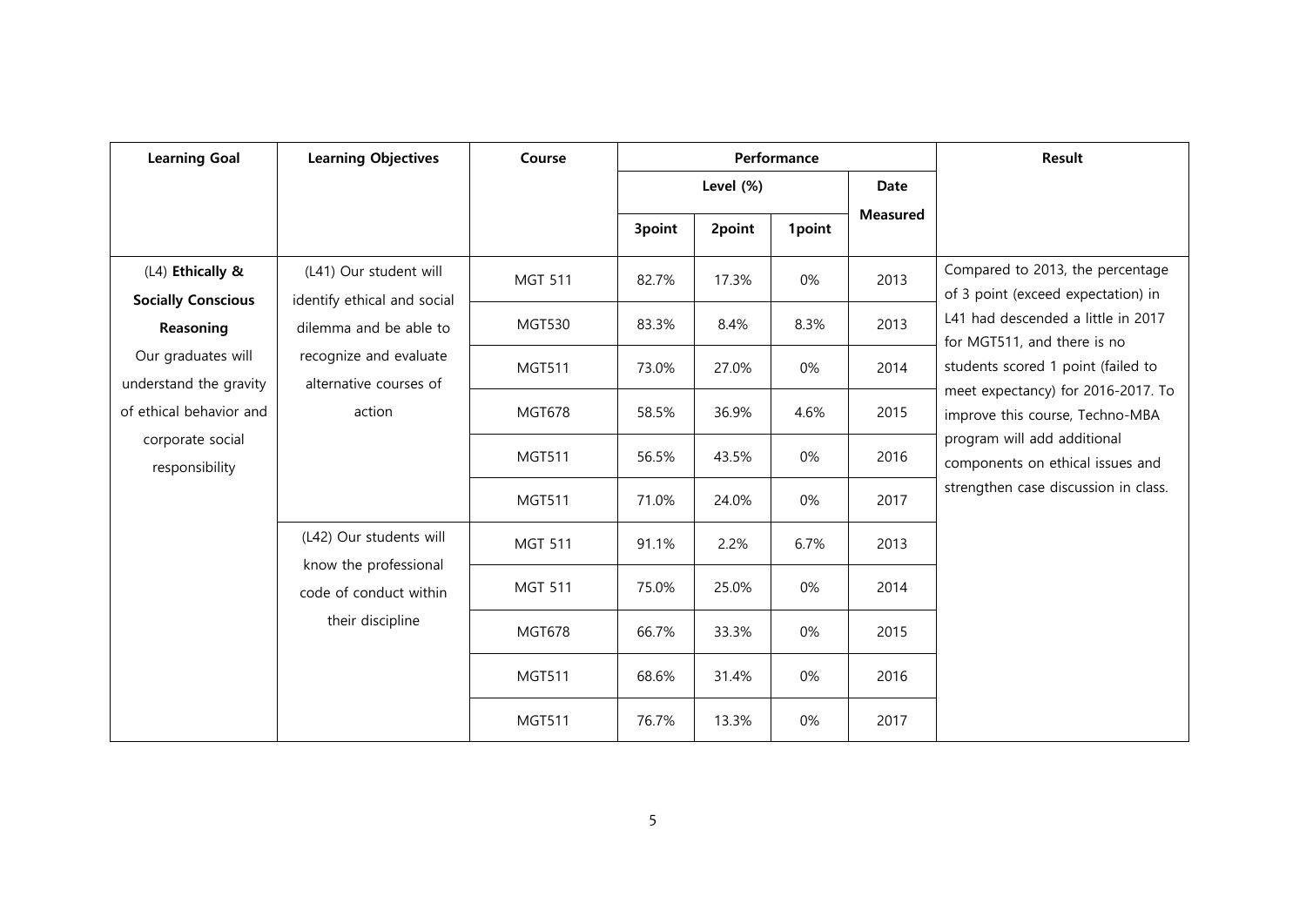| Learning Goal | Learning Objectives | Course | Performance | | | | Result |
|---|---|---|---|---|---|---|---|
| | | | Level (%) | | | Date Measured | |
| | | | 3point | 2point | 1point | | |
| (L4) **Ethically & Socially Conscious Reasoning** Our graduates will understand the gravity of ethical behavior and corporate social responsibility | (L41) Our student will identify ethical and social dilemma and be able to recognize and evaluate alternative courses of action | MGT 511 | 82.7% | 17.3% | 0% | 2013 | Compared to 2013, the percentage of 3 point (exceed expectation) in L41 had descended a little in 2017 for MGT511, and there is no students scored 1 point (failed to meet expectancy) for 2016-2017. To improve this course, Techno-MBA program will add additional components on ethical issues and strengthen case discussion in class. |
| | | MGT530 | 83.3% | 8.4% | 8.3% | 2013 | |
| | | MGT511 | 73.0% | 27.0% | 0% | 2014 | |
| | | MGT678 | 58.5% | 36.9% | 4.6% | 2015 | |
| | | MGT511 | 56.5% | 43.5% | 0% | 2016 | |
| | | MGT511 | 71.0% | 24.0% | 0% | 2017 | |
| | (L42) Our students will know the professional code of conduct within their discipline | MGT 511 | 91.1% | 2.2% | 6.7% | 2013 | |
| | | MGT 511 | 75.0% | 25.0% | 0% | 2014 | |
| | | MGT678 | 66.7% | 33.3% | 0% | 2015 | |
| | | MGT511 | 68.6% | 31.4% | 0% | 2016 | |
| | | MGT511 | 76.7% | 13.3% | 0% | 2017 | |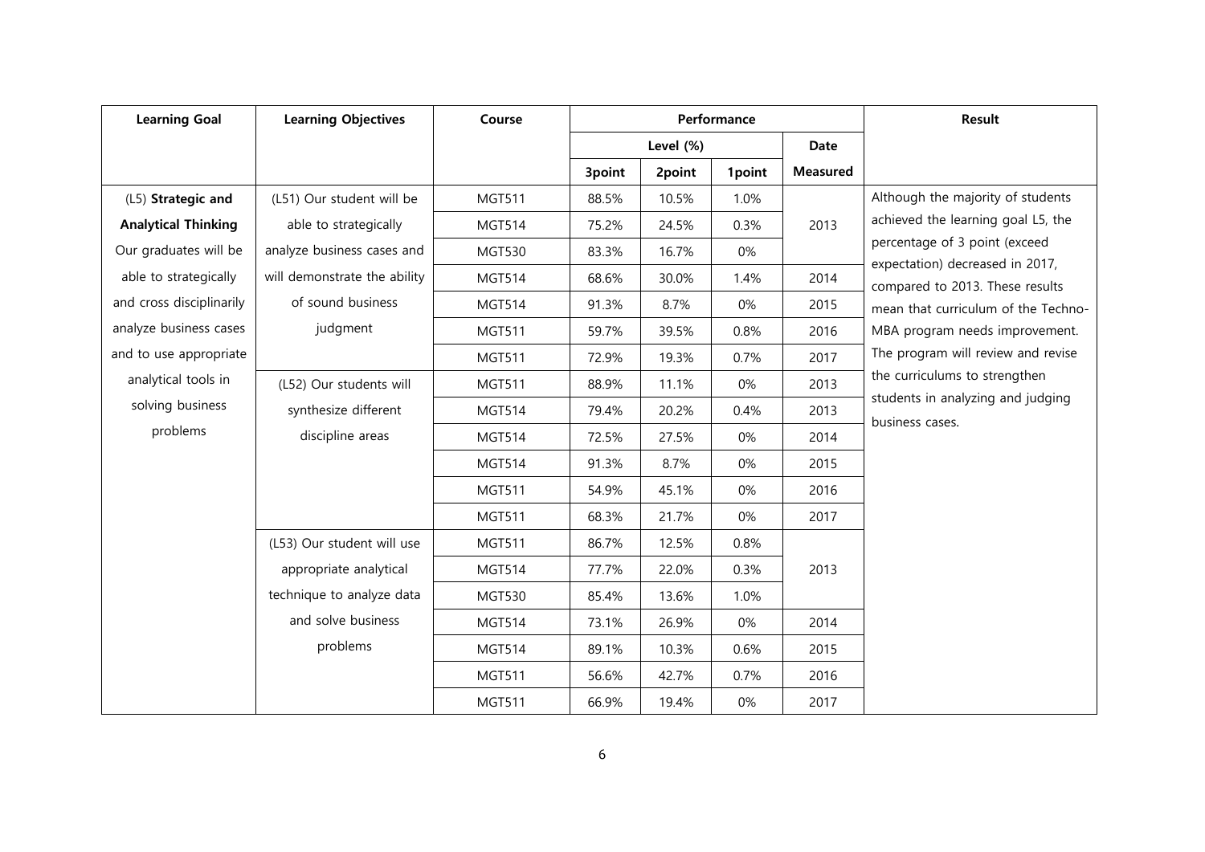| Learning Goal | Learning Objectives | Course | Performance | | | | Result |
|---|---|---|---|---|---|---|---|
| | | | Level (%) | | | Date | |
| | | | 3point | 2point | 1point | Measured | |
| (L5) **Strategic and Analytical Thinking** Our graduates will be able to strategically and cross disciplinarily analyze business cases and to use appropriate analytical tools in solving business problems | (L51) Our student will be able to strategically analyze business cases and will demonstrate the ability of sound business judgment | MGT511 | 88.5% | 10.5% | 1.0% | 2013 | Although the majority of students achieved the learning goal L5, the percentage of 3 point (exceed expectation) decreased in 2017, compared to 2013. These results mean that curriculum of the Techno-MBA program needs improvement. The program will review and revise the curriculums to strengthen students in analyzing and judging business cases. |
| | | MGT514 | 75.2% | 24.5% | 0.3% | | |
| | | MGT530 | 83.3% | 16.7% | 0% | | |
| | | MGT514 | 68.6% | 30.0% | 1.4% | 2014 | |
| | | MGT514 | 91.3% | 8.7% | 0% | 2015 | |
| | | MGT511 | 59.7% | 39.5% | 0.8% | 2016 | |
| | | MGT511 | 72.9% | 19.3% | 0.7% | 2017 | |
| | (L52) Our students will synthesize different discipline areas | MGT511 | 88.9% | 11.1% | 0% | 2013 | |
| | | MGT514 | 79.4% | 20.2% | 0.4% | 2013 | |
| | | MGT514 | 72.5% | 27.5% | 0% | 2014 | |
| | | MGT514 | 91.3% | 8.7% | 0% | 2015 | |
| | | MGT511 | 54.9% | 45.1% | 0% | 2016 | |
| | | MGT511 | 68.3% | 21.7% | 0% | 2017 | |
| | (L53) Our student will use appropriate analytical technique to analyze data and solve business problems | MGT511 | 86.7% | 12.5% | 0.8% | 2013 | |
| | | MGT514 | 77.7% | 22.0% | 0.3% | | |
| | | MGT530 | 85.4% | 13.6% | 1.0% | | |
| | | MGT514 | 73.1% | 26.9% | 0% | 2014 | |
| | | MGT514 | 89.1% | 10.3% | 0.6% | 2015 | |
| | | MGT511 | 56.6% | 42.7% | 0.7% | 2016 | |
| | | MGT511 | 66.9% | 19.4% | 0% | 2017 | |